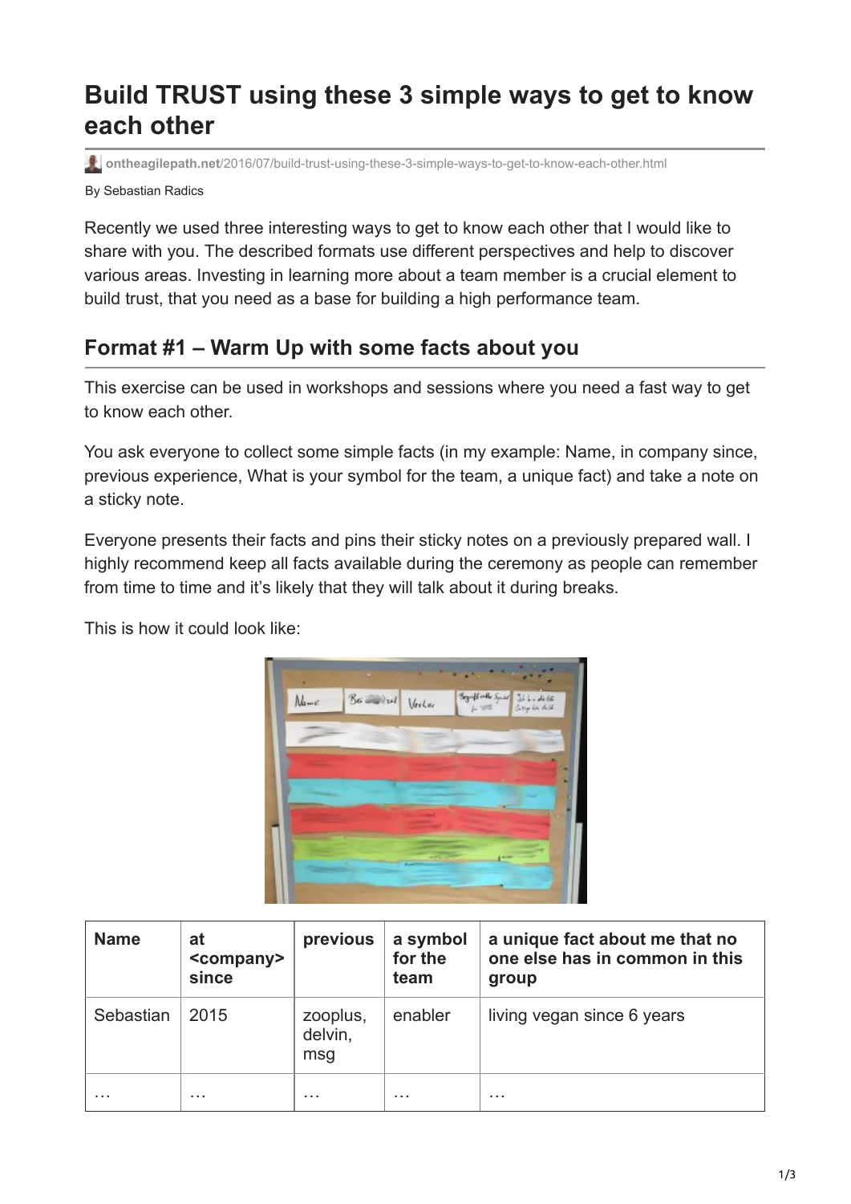# Build TRUST using these 3 simple ways to get to know each other

ontheagilepath.net/2016/07/build-trust-using-these-3-simple-ways-to-get-to-know-each-other.html

By Sebastian Radics

Recently we used three interesting ways to get to know each other that I would like to share with you. The described formats use different perspectives and help to discover various areas. Investing in learning more about a team member is a crucial element to build trust, that you need as a base for building a high performance team.

## Format #1 – Warm Up with some facts about you

This exercise can be used in workshops and sessions where you need a fast way to get to know each other.

You ask everyone to collect some simple facts (in my example: Name, in company since, previous experience, What is your symbol for the team, a unique fact) and take a note on a sticky note.

Everyone presents their facts and pins their sticky notes on a previously prepared wall. I highly recommend keep all facts available during the ceremony as people can remember from time to time and it's likely that they will talk about it during breaks.

This is how it could look like:

| Name | at <company> since | previous | a symbol for the team | a unique fact about me that no one else has in common in this group |
|---|---|---|---|---|
| Sebastian | 2015 | zooplus, delvin, msg | enabler | living vegan since 6 years |
| … | … | … | … | … |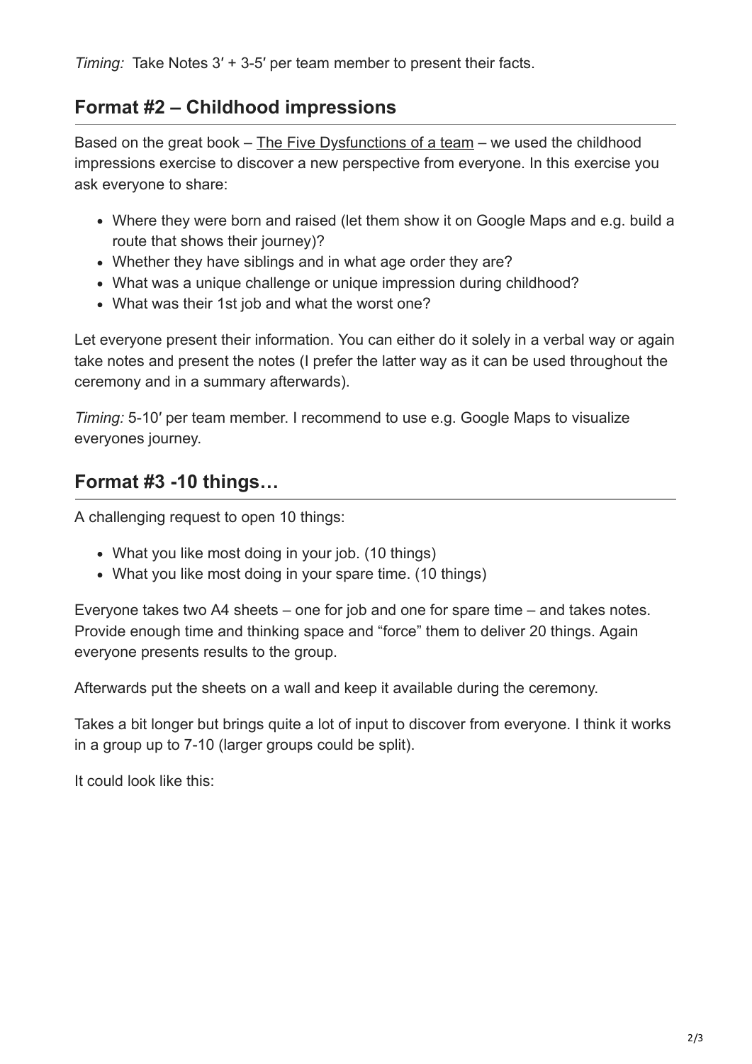*Timing:* Take Notes 3′ + 3-5′ per team member to present their facts.

## Format #2 – Childhood impressions

Based on the great book – The Five Dysfunctions of a team – we used the childhood impressions exercise to discover a new perspective from everyone. In this exercise you ask everyone to share:

- Where they were born and raised (let them show it on Google Maps and e.g. build a route that shows their journey)?
- Whether they have siblings and in what age order they are?
- What was a unique challenge or unique impression during childhood?
- What was their 1st job and what the worst one?

Let everyone present their information. You can either do it solely in a verbal way or again take notes and present the notes (I prefer the latter way as it can be used throughout the ceremony and in a summary afterwards).

*Timing:* 5-10′ per team member. I recommend to use e.g. Google Maps to visualize everyones journey.

## Format #3 -10 things…

A challenging request to open 10 things:

- What you like most doing in your job. (10 things)
- What you like most doing in your spare time. (10 things)

Everyone takes two A4 sheets – one for job and one for spare time – and takes notes. Provide enough time and thinking space and "force" them to deliver 20 things. Again everyone presents results to the group.

Afterwards put the sheets on a wall and keep it available during the ceremony.

Takes a bit longer but brings quite a lot of input to discover from everyone. I think it works in a group up to 7-10 (larger groups could be split).

It could look like this: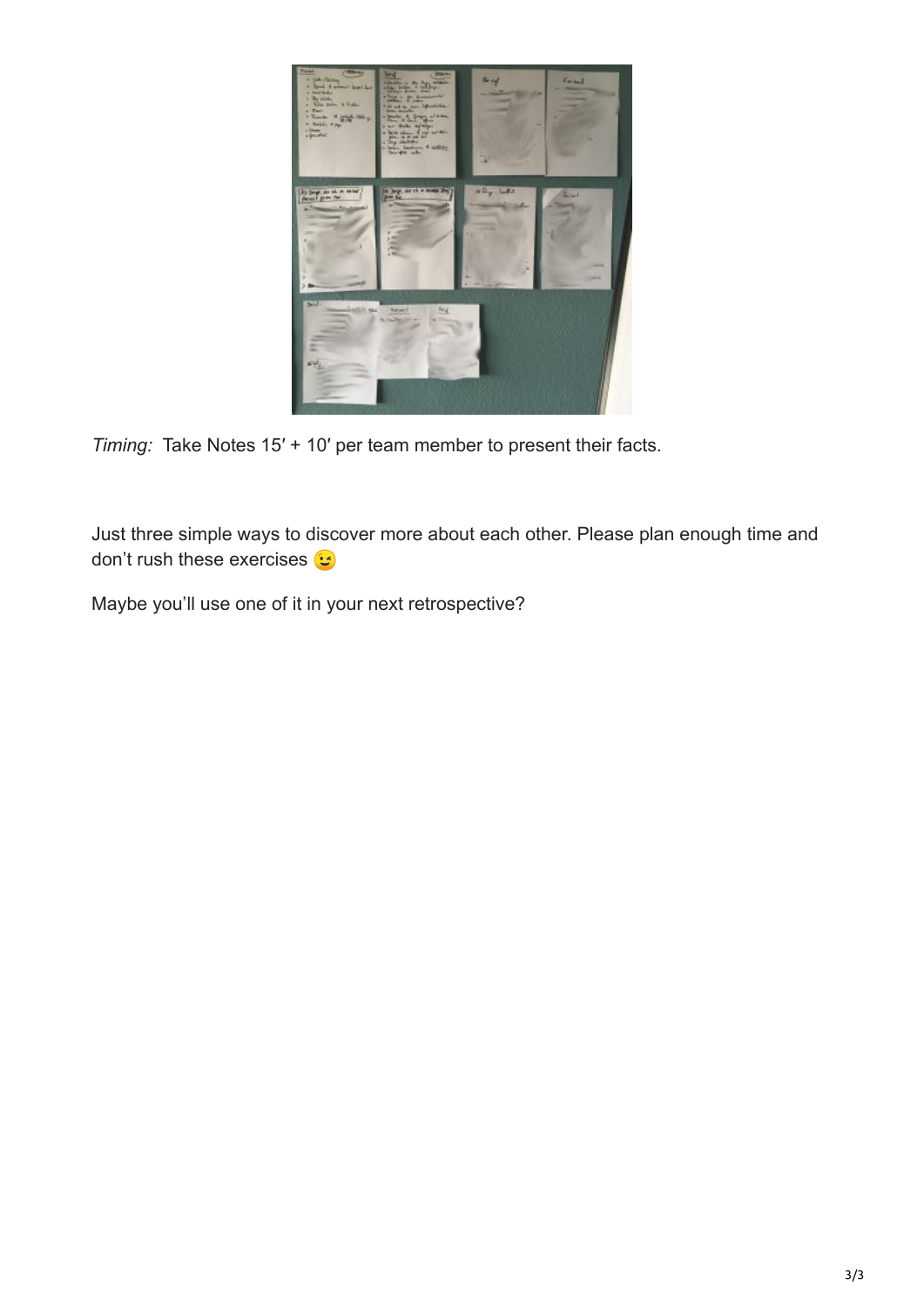*Timing:* Take Notes 15′ + 10′ per team member to present their facts.

Just three simple ways to discover more about each other. Please plan enough time and don't rush these exercises 😉

Maybe you'll use one of it in your next retrospective?